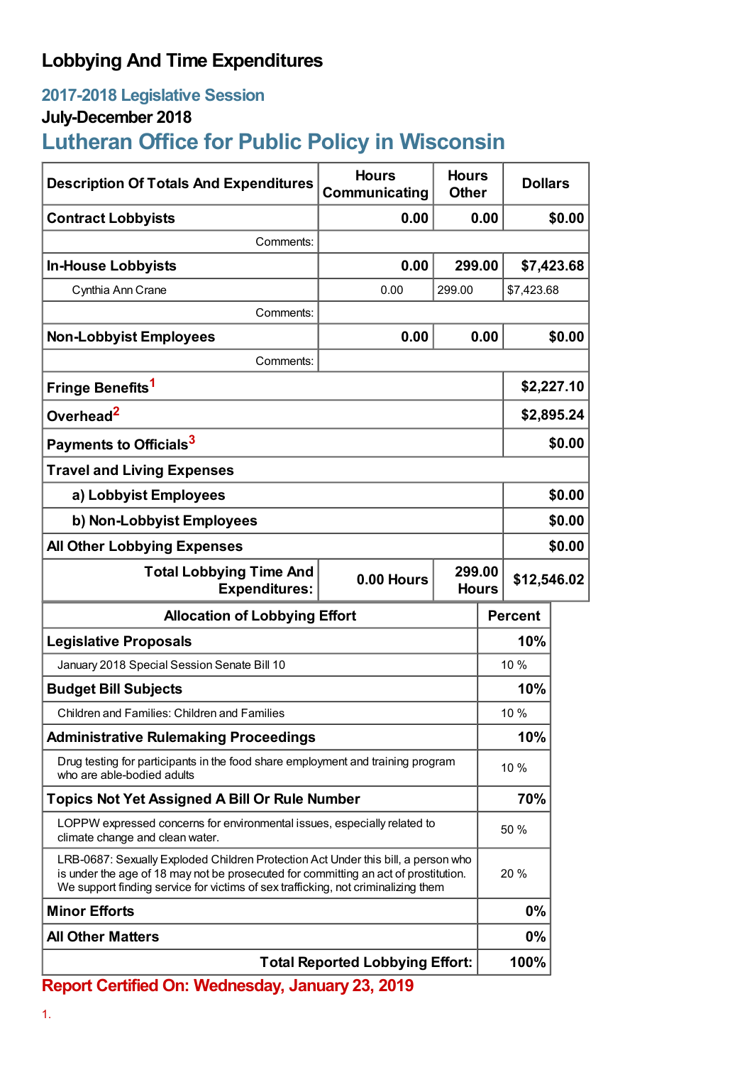# Lobbying And Time Expenditures

## 2017-2018 Legislative Session

### July-December 2018

## Lutheran Office for Public Policy in Wisconsin

| Description Of Totals And Expenditures | Hours Communicating | Hours Other | Dollars |
|---|---|---|---|
| **Contract Lobbyists** | **0.00** | **0.00** | **$0.00** |
| Comments: | | | |
| **In-House Lobbyists** | **0.00** | **299.00** | **$7,423.68** |
| Cynthia Ann Crane | 0.00 | 299.00 | $7,423.68 |
| Comments: | | | |
| **Non-Lobbyist Employees** | **0.00** | **0.00** | **$0.00** |
| Comments: | | | |
| **Fringe Benefits**[1] | | | **$2,227.10** |
| **Overhead**[2] | | | **$2,895.24** |
| **Payments to Officials**[3] | | | **$0.00** |
| **Travel and Living Expenses** | | | |
| **a) Lobbyist Employees** | | | **$0.00** |
| **b) Non-Lobbyist Employees** | | | **$0.00** |
| **All Other Lobbying Expenses** | | | **$0.00** |
| **Total Lobbying Time And Expenditures:** | **0.00 Hours** | **299.00 Hours** | **$12,546.02** |

| Allocation of Lobbying Effort | Percent |
|---|---|
| **Legislative Proposals** | **10%** |
| January 2018 Special Session Senate Bill 10 | 10 % |
| **Budget Bill Subjects** | **10%** |
| Children and Families: Children and Families | 10 % |
| **Administrative Rulemaking Proceedings** | **10%** |
| Drug testing for participants in the food share employment and training program who are able-bodied adults | 10 % |
| **Topics Not Yet Assigned A Bill Or Rule Number** | **70%** |
| LOPPW expressed concerns for environmental issues, especially related to climate change and clean water. | 50 % |
| LRB-0687: Sexually Exploded Children Protection Act Under this bill, a person who is under the age of 18 may not be prosecuted for committing an act of prostitution. We support finding service for victims of sex trafficking, not criminalizing them | 20 % |
| **Minor Efforts** | **0%** |
| **All Other Matters** | **0%** |
| **Total Reported Lobbying Effort:** | **100%** |

**Report Certified On: Wednesday, January 23, 2019**

1.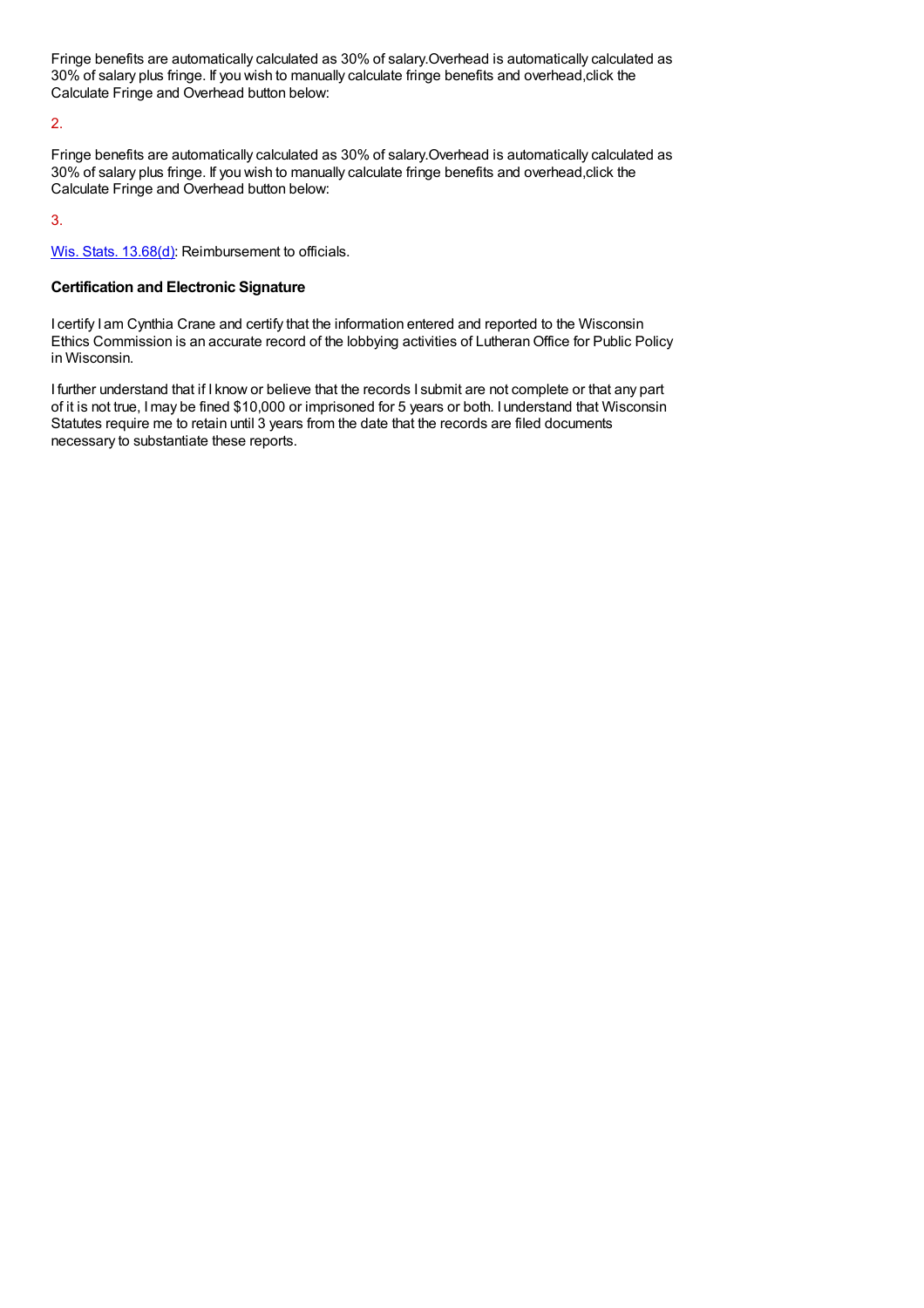Fringe benefits are automatically calculated as 30% of salary.Overhead is automatically calculated as 30% of salary plus fringe. If you wish to manually calculate fringe benefits and overhead,click the Calculate Fringe and Overhead button below:

2.

Fringe benefits are automatically calculated as 30% of salary.Overhead is automatically calculated as 30% of salary plus fringe. If you wish to manually calculate fringe benefits and overhead,click the Calculate Fringe and Overhead button below:

3.

Wis. Stats. 13.68(d): Reimbursement to officials.

**Certification and Electronic Signature**

I certify I am Cynthia Crane and certify that the information entered and reported to the Wisconsin Ethics Commission is an accurate record of the lobbying activities of Lutheran Office for Public Policy in Wisconsin.

I further understand that if I know or believe that the records I submit are not complete or that any part of it is not true, I may be fined $10,000 or imprisoned for 5 years or both. I understand that Wisconsin Statutes require me to retain until 3 years from the date that the records are filed documents necessary to substantiate these reports.